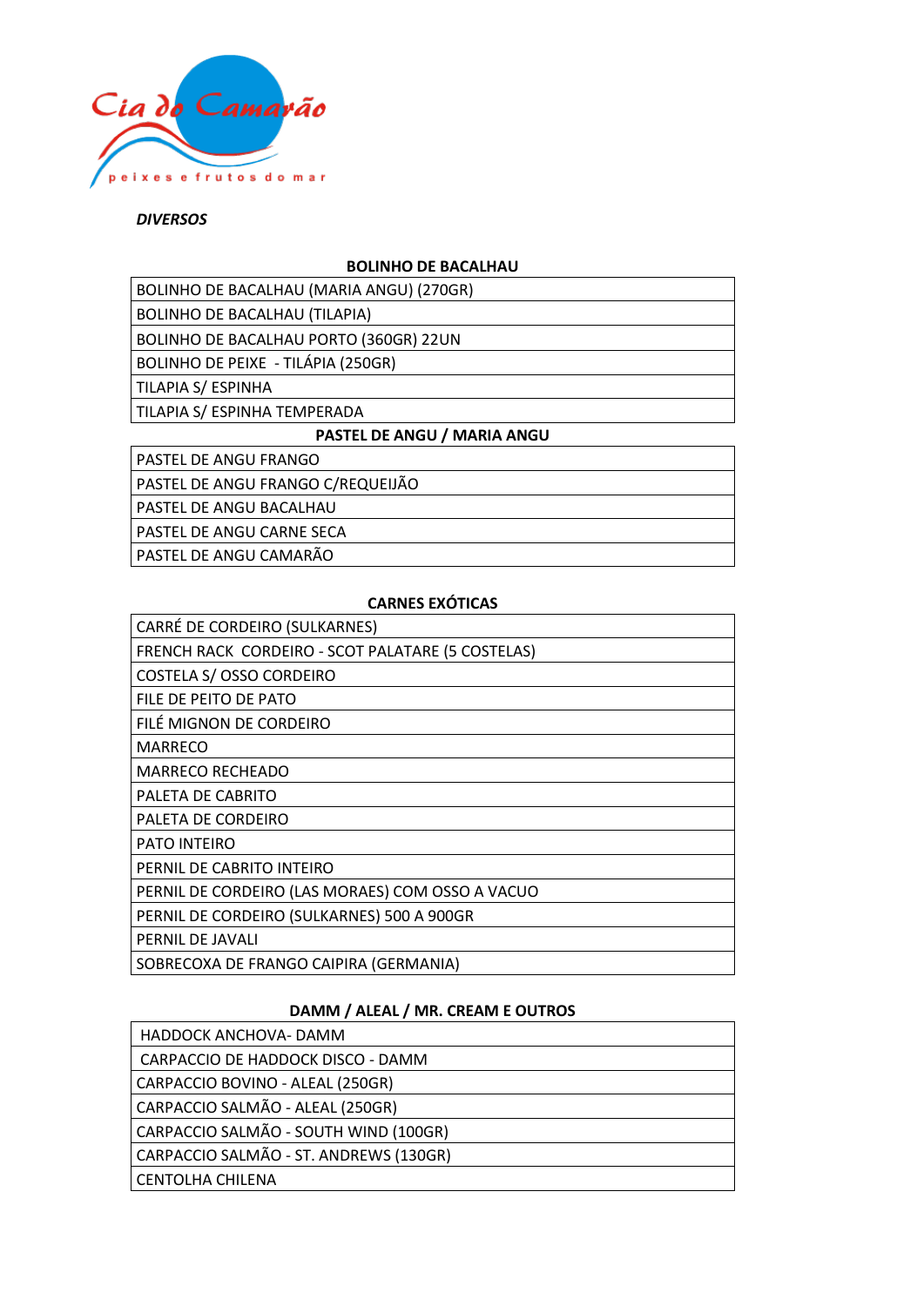Cia do Camarão

peixes e frutos do mar

***DIVERSOS***

| BOLINHO DE BACALHAU |
|---|
| BOLINHO DE BACALHAU (MARIA ANGU) (270GR) |
| BOLINHO DE BACALHAU (TILAPIA) |
| BOLINHO DE BACALHAU PORTO (360GR) 22UN |
| BOLINHO DE PEIXE - TILÁPIA (250GR) |
| TILAPIA S/ ESPINHA |
| TILAPIA S/ ESPINHA TEMPERADA |

| PASTEL DE ANGU / MARIA ANGU |
|---|
| PASTEL DE ANGU FRANGO |
| PASTEL DE ANGU FRANGO C/REQUEIJÃO |
| PASTEL DE ANGU BACALHAU |
| PASTEL DE ANGU CARNE SECA |
| PASTEL DE ANGU CAMARÃO |

| CARNES EXÓTICAS |
|---|
| CARRÉ DE CORDEIRO (SULKARNES) |
| FRENCH RACK CORDEIRO - SCOT PALATARE (5 COSTELAS) |
| COSTELA S/ OSSO CORDEIRO |
| FILE DE PEITO DE PATO |
| FILÉ MIGNON DE CORDEIRO |
| MARRECO |
| MARRECO RECHEADO |
| PALETA DE CABRITO |
| PALETA DE CORDEIRO |
| PATO INTEIRO |
| PERNIL DE CABRITO INTEIRO |
| PERNIL DE CORDEIRO (LAS MORAES) COM OSSO A VACUO |
| PERNIL DE CORDEIRO (SULKARNES) 500 A 900GR |
| PERNIL DE JAVALI |
| SOBRECOXA DE FRANGO CAIPIRA (GERMANIA) |

| DAMM / ALEAL / MR. CREAM E OUTROS |
|---|
| HADDOCK ANCHOVA- DAMM |
| CARPACCIO DE HADDOCK DISCO - DAMM |
| CARPACCIO BOVINO - ALEAL (250GR) |
| CARPACCIO SALMÃO - ALEAL (250GR) |
| CARPACCIO SALMÃO - SOUTH WIND (100GR) |
| CARPACCIO SALMÃO - ST. ANDREWS (130GR) |
| CENTOLHA CHILENA |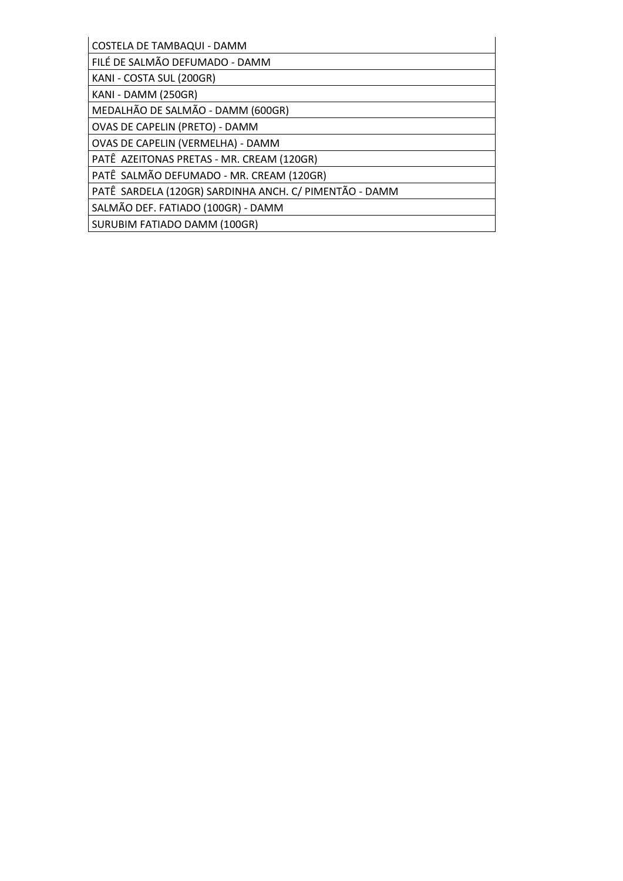| |
|---|
| COSTELA DE TAMBAQUI - DAMM |
| FILÉ DE SALMÃO DEFUMADO - DAMM |
| KANI - COSTA SUL (200GR) |
| KANI - DAMM (250GR) |
| MEDALHÃO DE SALMÃO - DAMM (600GR) |
| OVAS DE CAPELIN (PRETO) - DAMM |
| OVAS DE CAPELIN (VERMELHA) - DAMM |
| PATÊ AZEITONAS PRETAS - MR. CREAM (120GR) |
| PATÊ SALMÃO DEFUMADO - MR. CREAM (120GR) |
| PATÊ SARDELA (120GR) SARDINHA ANCH. C/ PIMENTÃO - DAMM |
| SALMÃO DEF. FATIADO (100GR) - DAMM |
| SURUBIM FATIADO DAMM (100GR) |